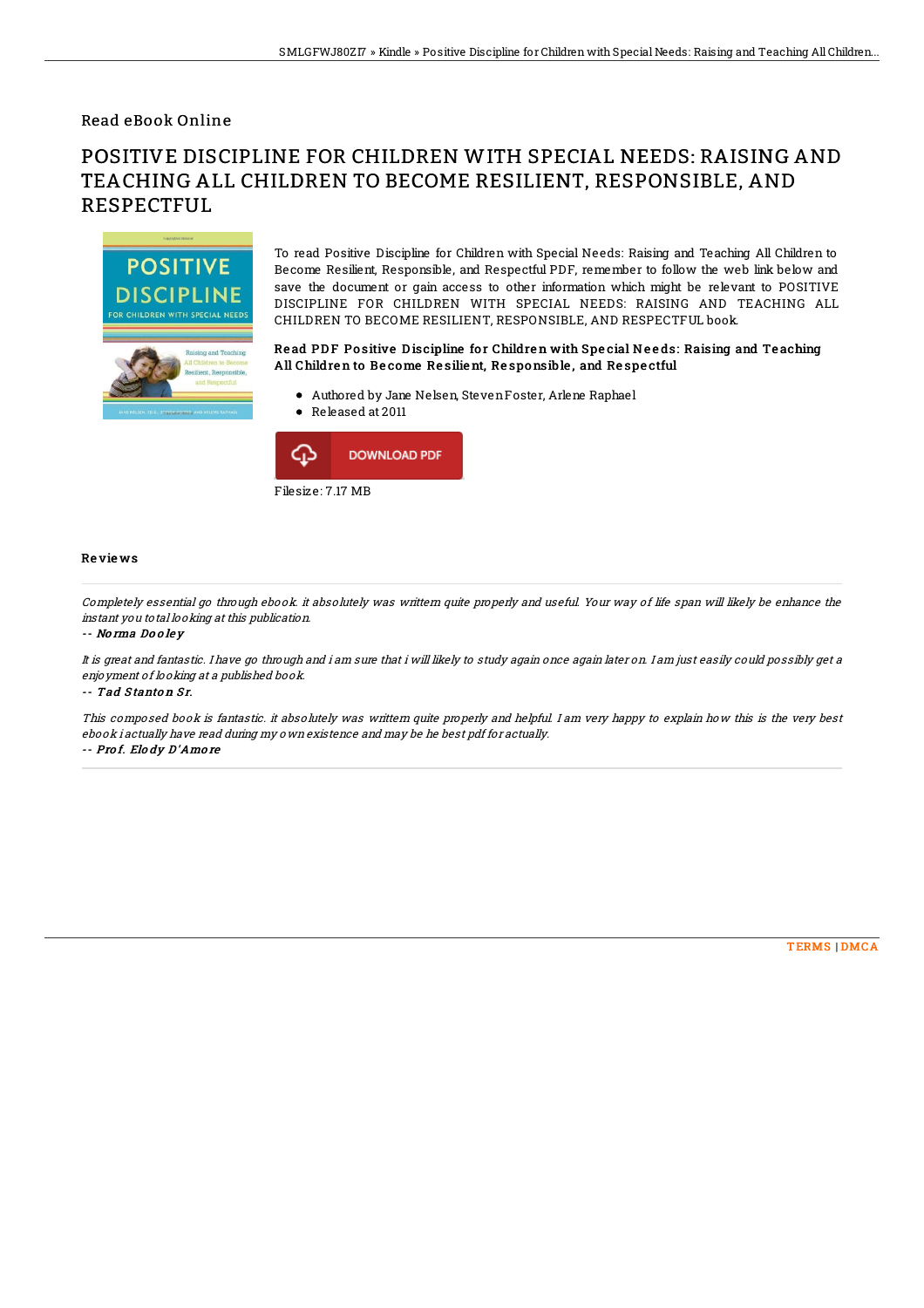Read eBook Online

# POSITIVE DISCIPLINE FOR CHILDREN WITH SPECIAL NEEDS: RAISING AND TEACHING ALL CHILDREN TO BECOME RESILIENT, RESPONSIBLE, AND RESPECTFUL

To read Positive Discipline for Children with Special Needs: Raising and Teaching All Children to Become Resilient, Responsible, and Respectful PDF, remember to follow the web link below and save the document or gain access to other information which might be relevant to POSITIVE DISCIPLINE FOR CHILDREN WITH SPECIAL NEEDS: RAISING AND TEACHING ALL CHILDREN TO BECOME RESILIENT, RESPONSIBLE, AND RESPECTFUL book.

### Read PDF Positive Discipline for Children with Special Needs: Raising and Teaching All Children to Become Resilient, Responsible, and Respectful

- Authored by Jane Nelsen, Steven Foster, Arlene Raphael
- Released at 2011

DOWNLOAD PDF

Filesize: 7.17 MB

## Reviews

*Completely essential go through ebook. it absolutely was writtern quite properly and useful. Your way of life span will likely be enhance the instant you total looking at this publication.*

-- ***Norma Dooley***

*It is great and fantastic. I have go through and i am sure that i will likely to study again once again later on. I am just easily could possibly get a enjoyment of looking at a published book.*

-- ***Tad Stanton Sr.***

*This composed book is fantastic. it absolutely was writtern quite properly and helpful. I am very happy to explain how this is the very best ebook i actually have read during my own existence and may be he best pdf for actually.*

-- ***Prof. Elody D'Amore***

TERMS | DMCA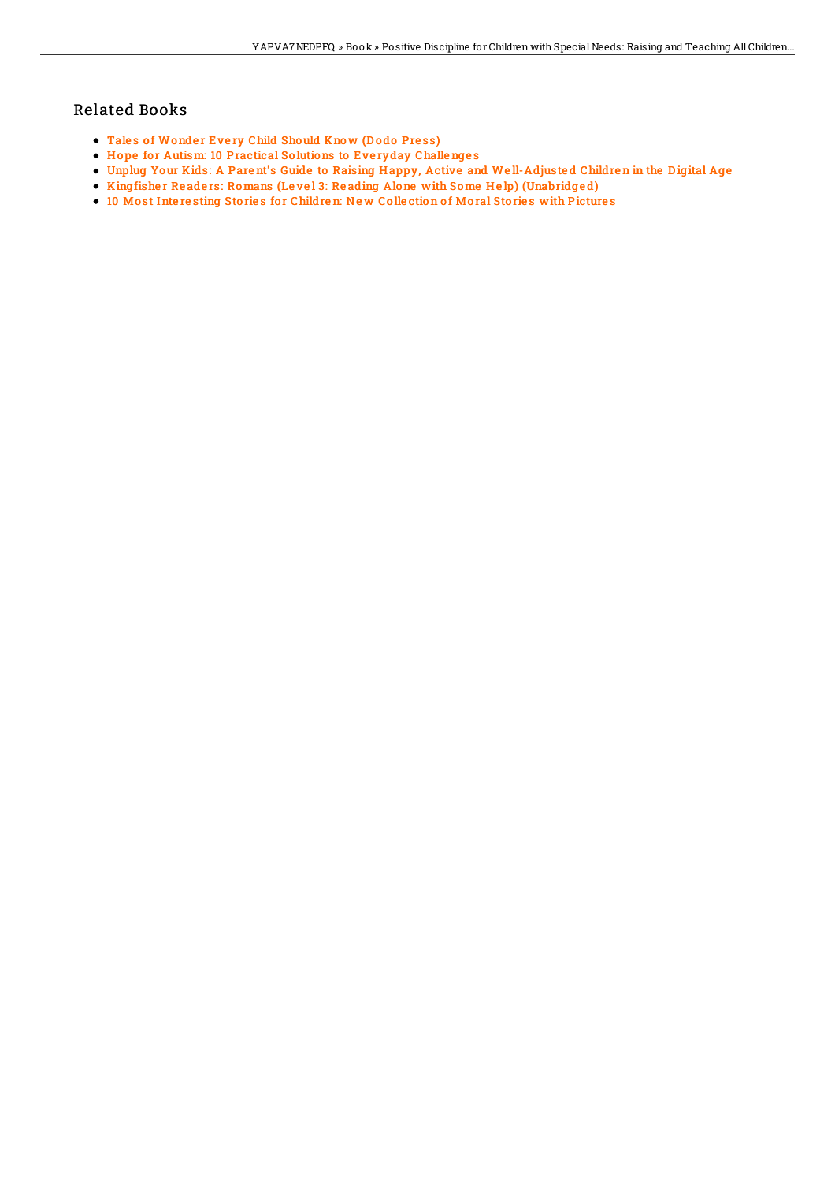## Related Books

- Tales of Wonder Every Child Should Know (Dodo Press)
- Hope for Autism: 10 Practical Solutions to Everyday Challenges
- Unplug Your Kids: A Parent's Guide to Raising Happy, Active and Well-Adjusted Children in the Digital Age
- Kingfisher Readers: Romans (Level 3: Reading Alone with Some Help) (Unabridged)
- 10 Most Interesting Stories for Children: New Collection of Moral Stories with Pictures